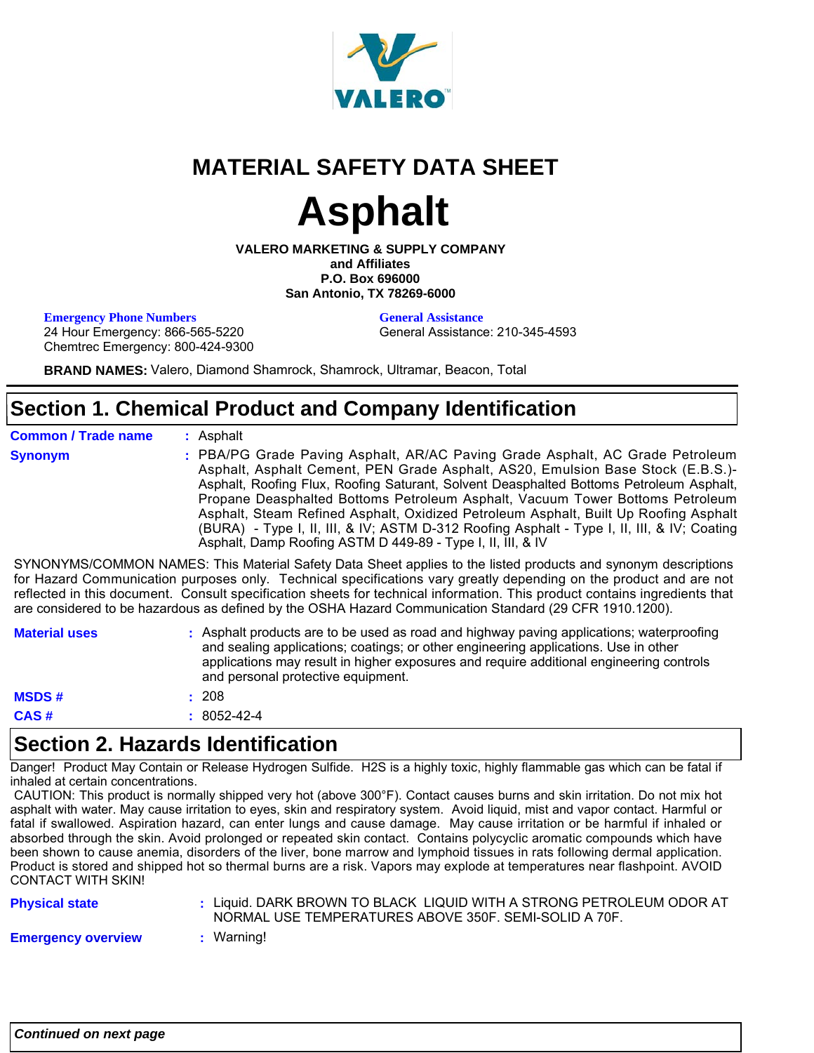# MATERIAL SAFETY DATA SHEET

# Asphalt

**VALERO MARKETING & SUPPLY COMPANY**
**and Affiliates**
**P.O. Box 696000**
**San Antonio, TX 78269-6000**

**Emergency Phone Numbers**
24 Hour Emergency: 866-565-5220
Chemtrec Emergency: 800-424-9300

**General Assistance**
General Assistance: 210-345-4593

**BRAND NAMES:** Valero, Diamond Shamrock, Shamrock, Ultramar, Beacon, Total

## Section 1. Chemical Product and Company Identification

**Common / Trade name** : Asphalt

**Synonym** : PBA/PG Grade Paving Asphalt, AR/AC Paving Grade Asphalt, AC Grade Petroleum Asphalt, Asphalt Cement, PEN Grade Asphalt, AS20, Emulsion Base Stock (E.B.S.)-Asphalt, Roofing Flux, Roofing Saturant, Solvent Deasphalted Bottoms Petroleum Asphalt, Propane Deasphalted Bottoms Petroleum Asphalt, Vacuum Tower Bottoms Petroleum Asphalt, Steam Refined Asphalt, Oxidized Petroleum Asphalt, Built Up Roofing Asphalt (BURA) - Type I, II, III, & IV; ASTM D-312 Roofing Asphalt - Type I, II, III, & IV; Coating Asphalt, Damp Roofing ASTM D 449-89 - Type I, II, III, & IV

SYNONYMS/COMMON NAMES: This Material Safety Data Sheet applies to the listed products and synonym descriptions for Hazard Communication purposes only. Technical specifications vary greatly depending on the product and are not reflected in this document. Consult specification sheets for technical information. This product contains ingredients that are considered to be hazardous as defined by the OSHA Hazard Communication Standard (29 CFR 1910.1200).

**Material uses** : Asphalt products are to be used as road and highway paving applications; waterproofing and sealing applications; coatings; or other engineering applications. Use in other applications may result in higher exposures and require additional engineering controls and personal protective equipment.

**MSDS #** : 208

**CAS #** : 8052-42-4

## Section 2. Hazards Identification

Danger! Product May Contain or Release Hydrogen Sulfide. H2S is a highly toxic, highly flammable gas which can be fatal if inhaled at certain concentrations.
CAUTION: This product is normally shipped very hot (above 300°F). Contact causes burns and skin irritation. Do not mix hot asphalt with water. May cause irritation to eyes, skin and respiratory system. Avoid liquid, mist and vapor contact. Harmful or fatal if swallowed. Aspiration hazard, can enter lungs and cause damage. May cause irritation or be harmful if inhaled or absorbed through the skin. Avoid prolonged or repeated skin contact. Contains polycyclic aromatic compounds which have been shown to cause anemia, disorders of the liver, bone marrow and lymphoid tissues in rats following dermal application. Product is stored and shipped hot so thermal burns are a risk. Vapors may explode at temperatures near flashpoint. AVOID CONTACT WITH SKIN!

**Physical state** : Liquid. DARK BROWN TO BLACK LIQUID WITH A STRONG PETROLEUM ODOR AT NORMAL USE TEMPERATURES ABOVE 350F. SEMI-SOLID A 70F.

**Emergency overview** : Warning!

*Continued on next page*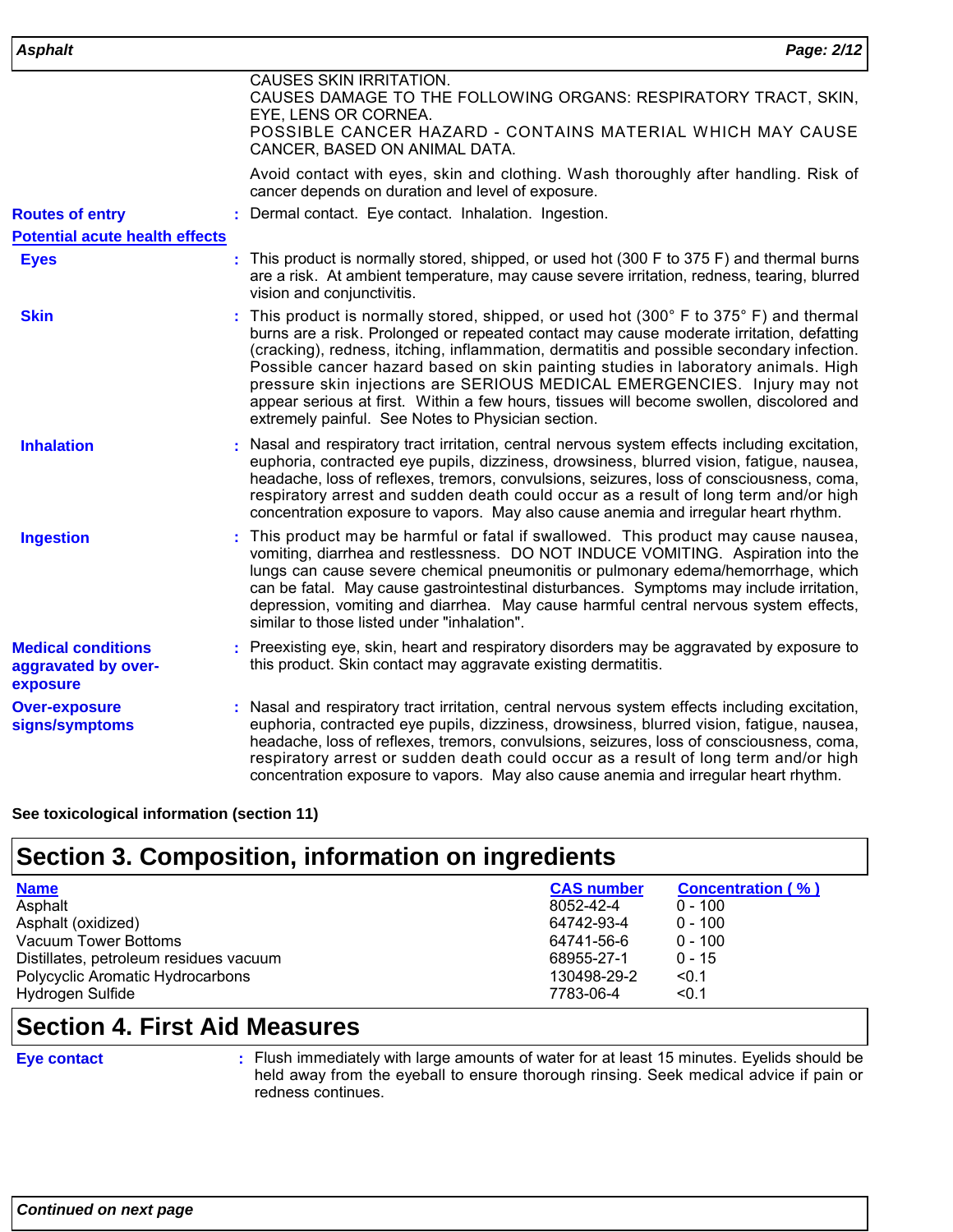CAUSES SKIN IRRITATION.
CAUSES DAMAGE TO THE FOLLOWING ORGANS: RESPIRATORY TRACT, SKIN, EYE, LENS OR CORNEA.
POSSIBLE CANCER HAZARD - CONTAINS MATERIAL WHICH MAY CAUSE CANCER, BASED ON ANIMAL DATA.

Avoid contact with eyes, skin and clothing. Wash thoroughly after handling. Risk of cancer depends on duration and level of exposure.

**Routes of entry** : Dermal contact. Eye contact. Inhalation. Ingestion.

**Potential acute health effects**

**Eyes** : This product is normally stored, shipped, or used hot (300 F to 375 F) and thermal burns are a risk. At ambient temperature, may cause severe irritation, redness, tearing, blurred vision and conjunctivitis.

**Skin** : This product is normally stored, shipped, or used hot (300° F to 375° F) and thermal burns are a risk. Prolonged or repeated contact may cause moderate irritation, defatting (cracking), redness, itching, inflammation, dermatitis and possible secondary infection. Possible cancer hazard based on skin painting studies in laboratory animals. High pressure skin injections are SERIOUS MEDICAL EMERGENCIES. Injury may not appear serious at first. Within a few hours, tissues will become swollen, discolored and extremely painful. See Notes to Physician section.

**Inhalation** : Nasal and respiratory tract irritation, central nervous system effects including excitation, euphoria, contracted eye pupils, dizziness, drowsiness, blurred vision, fatigue, nausea, headache, loss of reflexes, tremors, convulsions, seizures, loss of consciousness, coma, respiratory arrest and sudden death could occur as a result of long term and/or high concentration exposure to vapors. May also cause anemia and irregular heart rhythm.

**Ingestion** : This product may be harmful or fatal if swallowed. This product may cause nausea, vomiting, diarrhea and restlessness. DO NOT INDUCE VOMITING. Aspiration into the lungs can cause severe chemical pneumonitis or pulmonary edema/hemorrhage, which can be fatal. May cause gastrointestinal disturbances. Symptoms may include irritation, depression, vomiting and diarrhea. May cause harmful central nervous system effects, similar to those listed under "inhalation".

**Medical conditions aggravated by over-exposure** : Preexisting eye, skin, heart and respiratory disorders may be aggravated by exposure to this product. Skin contact may aggravate existing dermatitis.

**Over-exposure signs/symptoms** : Nasal and respiratory tract irritation, central nervous system effects including excitation, euphoria, contracted eye pupils, dizziness, drowsiness, blurred vision, fatigue, nausea, headache, loss of reflexes, tremors, convulsions, seizures, loss of consciousness, coma, respiratory arrest or sudden death could occur as a result of long term and/or high concentration exposure to vapors. May also cause anemia and irregular heart rhythm.

**See toxicological information (section 11)**

## Section 3. Composition, information on ingredients

| Name | CAS number | Concentration ( % ) |
|---|---|---|
| Asphalt | 8052-42-4 | 0 - 100 |
| Asphalt (oxidized) | 64742-93-4 | 0 - 100 |
| Vacuum Tower Bottoms | 64741-56-6 | 0 - 100 |
| Distillates, petroleum residues vacuum | 68955-27-1 | 0 - 15 |
| Polycyclic Aromatic Hydrocarbons | 130498-29-2 | <0.1 |
| Hydrogen Sulfide | 7783-06-4 | <0.1 |

## Section 4. First Aid Measures

**Eye contact** : Flush immediately with large amounts of water for at least 15 minutes. Eyelids should be held away from the eyeball to ensure thorough rinsing. Seek medical advice if pain or redness continues.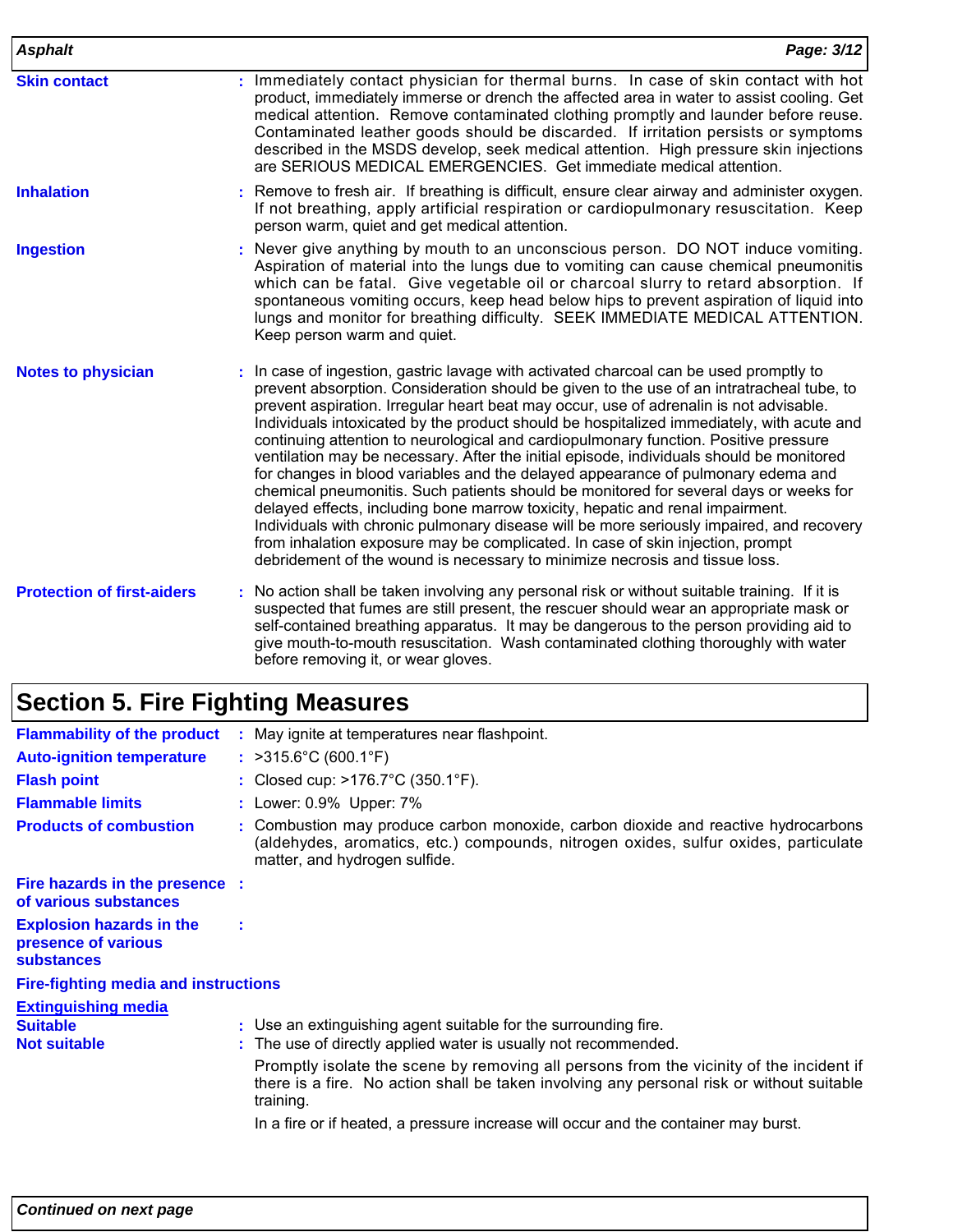**Skin contact** : Immediately contact physician for thermal burns. In case of skin contact with hot product, immediately immerse or drench the affected area in water to assist cooling. Get medical attention. Remove contaminated clothing promptly and launder before reuse. Contaminated leather goods should be discarded. If irritation persists or symptoms described in the MSDS develop, seek medical attention. High pressure skin injections are SERIOUS MEDICAL EMERGENCIES. Get immediate medical attention.

**Inhalation** : Remove to fresh air. If breathing is difficult, ensure clear airway and administer oxygen. If not breathing, apply artificial respiration or cardiopulmonary resuscitation. Keep person warm, quiet and get medical attention.

**Ingestion** : Never give anything by mouth to an unconscious person. DO NOT induce vomiting. Aspiration of material into the lungs due to vomiting can cause chemical pneumonitis which can be fatal. Give vegetable oil or charcoal slurry to retard absorption. If spontaneous vomiting occurs, keep head below hips to prevent aspiration of liquid into lungs and monitor for breathing difficulty. SEEK IMMEDIATE MEDICAL ATTENTION. Keep person warm and quiet.

**Notes to physician** : In case of ingestion, gastric lavage with activated charcoal can be used promptly to prevent absorption. Consideration should be given to the use of an intratracheal tube, to prevent aspiration. Irregular heart beat may occur, use of adrenalin is not advisable. Individuals intoxicated by the product should be hospitalized immediately, with acute and continuing attention to neurological and cardiopulmonary function. Positive pressure ventilation may be necessary. After the initial episode, individuals should be monitored for changes in blood variables and the delayed appearance of pulmonary edema and chemical pneumonitis. Such patients should be monitored for several days or weeks for delayed effects, including bone marrow toxicity, hepatic and renal impairment. Individuals with chronic pulmonary disease will be more seriously impaired, and recovery from inhalation exposure may be complicated. In case of skin injection, prompt debridement of the wound is necessary to minimize necrosis and tissue loss.

**Protection of first-aiders** : No action shall be taken involving any personal risk or without suitable training. If it is suspected that fumes are still present, the rescuer should wear an appropriate mask or self-contained breathing apparatus. It may be dangerous to the person providing aid to give mouth-to-mouth resuscitation. Wash contaminated clothing thoroughly with water before removing it, or wear gloves.

## Section 5. Fire Fighting Measures

**Flammability of the product** : May ignite at temperatures near flashpoint.

**Auto-ignition temperature** : >315.6°C (600.1°F)

**Flash point** : Closed cup: >176.7°C (350.1°F).

**Flammable limits** : Lower: 0.9% Upper: 7%

**Products of combustion** : Combustion may produce carbon monoxide, carbon dioxide and reactive hydrocarbons (aldehydes, aromatics, etc.) compounds, nitrogen oxides, sulfur oxides, particulate matter, and hydrogen sulfide.

**Fire hazards in the presence of various substances** :

**Explosion hazards in the presence of various substances** :

**Fire-fighting media and instructions**

**Extinguishing media**

**Suitable** : Use an extinguishing agent suitable for the surrounding fire.

**Not suitable** : The use of directly applied water is usually not recommended.

Promptly isolate the scene by removing all persons from the vicinity of the incident if there is a fire. No action shall be taken involving any personal risk or without suitable training.

In a fire or if heated, a pressure increase will occur and the container may burst.

*Continued on next page*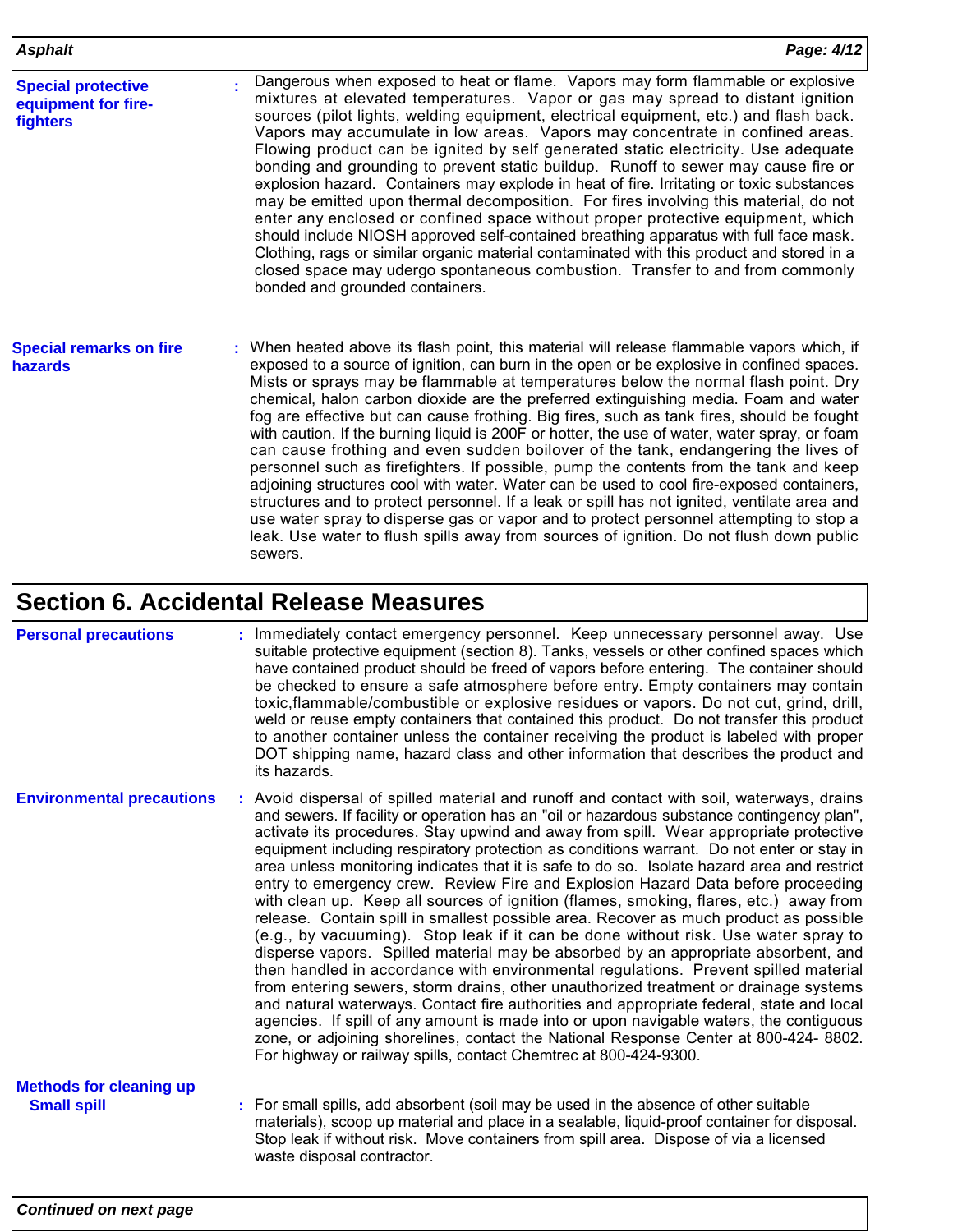**Special protective equipment for fire-fighters** : Dangerous when exposed to heat or flame. Vapors may form flammable or explosive mixtures at elevated temperatures. Vapor or gas may spread to distant ignition sources (pilot lights, welding equipment, electrical equipment, etc.) and flash back. Vapors may accumulate in low areas. Vapors may concentrate in confined areas. Flowing product can be ignited by self generated static electricity. Use adequate bonding and grounding to prevent static buildup. Runoff to sewer may cause fire or explosion hazard. Containers may explode in heat of fire. Irritating or toxic substances may be emitted upon thermal decomposition. For fires involving this material, do not enter any enclosed or confined space without proper protective equipment, which should include NIOSH approved self-contained breathing apparatus with full face mask. Clothing, rags or similar organic material contaminated with this product and stored in a closed space may udergo spontaneous combustion. Transfer to and from commonly bonded and grounded containers.

**Special remarks on fire hazards** : When heated above its flash point, this material will release flammable vapors which, if exposed to a source of ignition, can burn in the open or be explosive in confined spaces. Mists or sprays may be flammable at temperatures below the normal flash point. Dry chemical, halon carbon dioxide are the preferred extinguishing media. Foam and water fog are effective but can cause frothing. Big fires, such as tank fires, should be fought with caution. If the burning liquid is 200F or hotter, the use of water, water spray, or foam can cause frothing and even sudden boilover of the tank, endangering the lives of personnel such as firefighters. If possible, pump the contents from the tank and keep adjoining structures cool with water. Water can be used to cool fire-exposed containers, structures and to protect personnel. If a leak or spill has not ignited, ventilate area and use water spray to disperse gas or vapor and to protect personnel attempting to stop a leak. Use water to flush spills away from sources of ignition. Do not flush down public sewers.

## Section 6. Accidental Release Measures

**Personal precautions** : Immediately contact emergency personnel. Keep unnecessary personnel away. Use suitable protective equipment (section 8). Tanks, vessels or other confined spaces which have contained product should be freed of vapors before entering. The container should be checked to ensure a safe atmosphere before entry. Empty containers may contain toxic,flammable/combustible or explosive residues or vapors. Do not cut, grind, drill, weld or reuse empty containers that contained this product. Do not transfer this product to another container unless the container receiving the product is labeled with proper DOT shipping name, hazard class and other information that describes the product and its hazards.

**Environmental precautions** : Avoid dispersal of spilled material and runoff and contact with soil, waterways, drains and sewers. If facility or operation has an "oil or hazardous substance contingency plan", activate its procedures. Stay upwind and away from spill. Wear appropriate protective equipment including respiratory protection as conditions warrant. Do not enter or stay in area unless monitoring indicates that it is safe to do so. Isolate hazard area and restrict entry to emergency crew. Review Fire and Explosion Hazard Data before proceeding with clean up. Keep all sources of ignition (flames, smoking, flares, etc.) away from release. Contain spill in smallest possible area. Recover as much product as possible (e.g., by vacuuming). Stop leak if it can be done without risk. Use water spray to disperse vapors. Spilled material may be absorbed by an appropriate absorbent, and then handled in accordance with environmental regulations. Prevent spilled material from entering sewers, storm drains, other unauthorized treatment or drainage systems and natural waterways. Contact fire authorities and appropriate federal, state and local agencies. If spill of any amount is made into or upon navigable waters, the contiguous zone, or adjoining shorelines, contact the National Response Center at 800-424- 8802. For highway or railway spills, contact Chemtrec at 800-424-9300.

**Methods for cleaning up**

**Small spill** : For small spills, add absorbent (soil may be used in the absence of other suitable materials), scoop up material and place in a sealable, liquid-proof container for disposal. Stop leak if without risk. Move containers from spill area. Dispose of via a licensed waste disposal contractor.

*Continued on next page*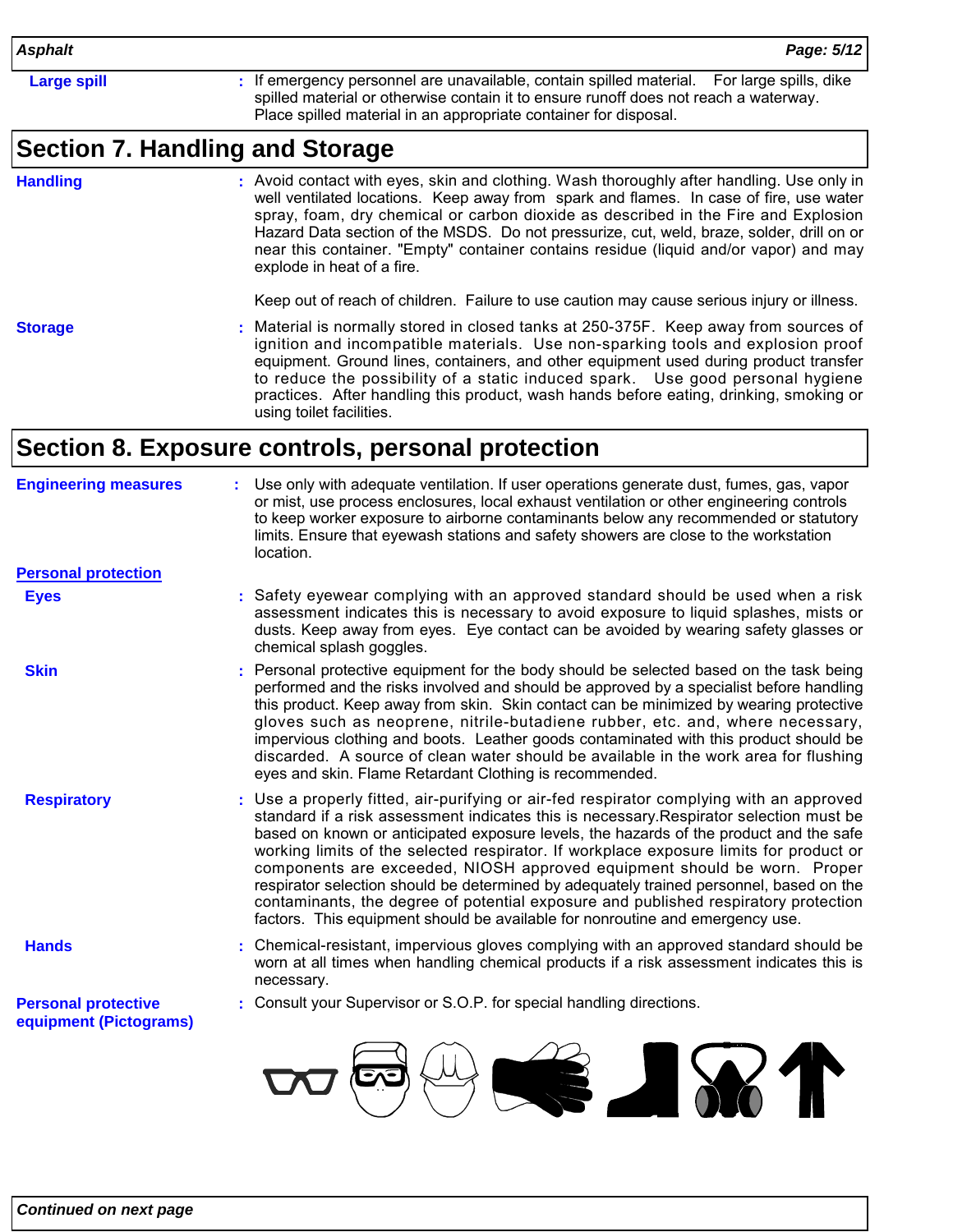**Large spill** : If emergency personnel are unavailable, contain spilled material. For large spills, dike spilled material or otherwise contain it to ensure runoff does not reach a waterway. Place spilled material in an appropriate container for disposal.

## Section 7. Handling and Storage

**Handling** : Avoid contact with eyes, skin and clothing. Wash thoroughly after handling. Use only in well ventilated locations. Keep away from spark and flames. In case of fire, use water spray, foam, dry chemical or carbon dioxide as described in the Fire and Explosion Hazard Data section of the MSDS. Do not pressurize, cut, weld, braze, solder, drill on or near this container. "Empty" container contains residue (liquid and/or vapor) and may explode in heat of a fire.

Keep out of reach of children. Failure to use caution may cause serious injury or illness.

**Storage** : Material is normally stored in closed tanks at 250-375F. Keep away from sources of ignition and incompatible materials. Use non-sparking tools and explosion proof equipment. Ground lines, containers, and other equipment used during product transfer to reduce the possibility of a static induced spark. Use good personal hygiene practices. After handling this product, wash hands before eating, drinking, smoking or using toilet facilities.

## Section 8. Exposure controls, personal protection

**Engineering measures** : Use only with adequate ventilation. If user operations generate dust, fumes, gas, vapor or mist, use process enclosures, local exhaust ventilation or other engineering controls to keep worker exposure to airborne contaminants below any recommended or statutory limits. Ensure that eyewash stations and safety showers are close to the workstation location.

**Personal protection**

**Eyes** : Safety eyewear complying with an approved standard should be used when a risk assessment indicates this is necessary to avoid exposure to liquid splashes, mists or dusts. Keep away from eyes. Eye contact can be avoided by wearing safety glasses or chemical splash goggles.

**Skin** : Personal protective equipment for the body should be selected based on the task being performed and the risks involved and should be approved by a specialist before handling this product. Keep away from skin. Skin contact can be minimized by wearing protective gloves such as neoprene, nitrile-butadiene rubber, etc. and, where necessary, impervious clothing and boots. Leather goods contaminated with this product should be discarded. A source of clean water should be available in the work area for flushing eyes and skin. Flame Retardant Clothing is recommended.

**Respiratory** : Use a properly fitted, air-purifying or air-fed respirator complying with an approved standard if a risk assessment indicates this is necessary.Respirator selection must be based on known or anticipated exposure levels, the hazards of the product and the safe working limits of the selected respirator. If workplace exposure limits for product or components are exceeded, NIOSH approved equipment should be worn. Proper respirator selection should be determined by adequately trained personnel, based on the contaminants, the degree of potential exposure and published respiratory protection factors. This equipment should be available for nonroutine and emergency use.

**Hands** : Chemical-resistant, impervious gloves complying with an approved standard should be worn at all times when handling chemical products if a risk assessment indicates this is necessary.

**Personal protective equipment (Pictograms)** : Consult your Supervisor or S.O.P. for special handling directions.

*Continued on next page*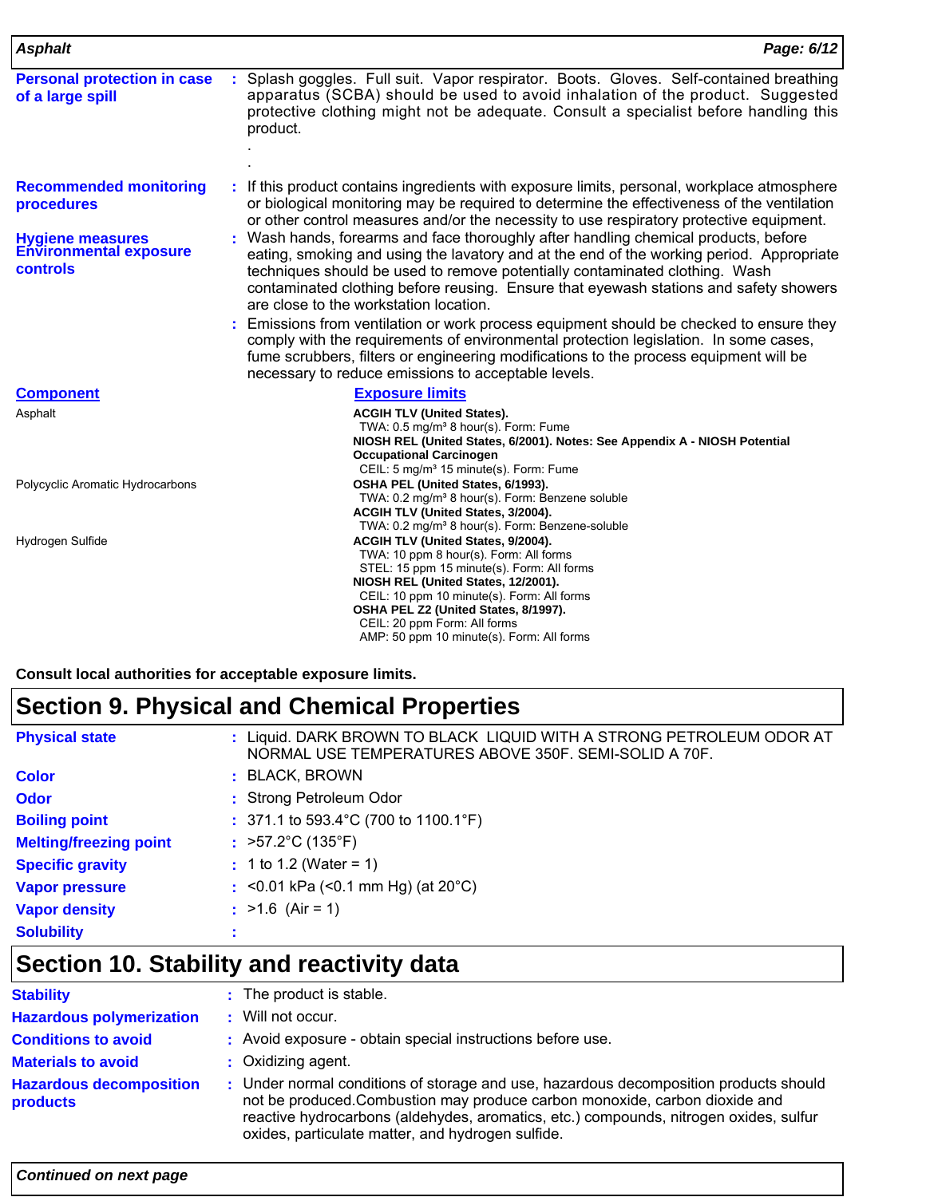**Personal protection in case of a large spill** : Splash goggles. Full suit. Vapor respirator. Boots. Gloves. Self-contained breathing apparatus (SCBA) should be used to avoid inhalation of the product. Suggested protective clothing might not be adequate. Consult a specialist before handling this product.

.

.

**Recommended monitoring procedures** : If this product contains ingredients with exposure limits, personal, workplace atmosphere or biological monitoring may be required to determine the effectiveness of the ventilation or other control measures and/or the necessity to use respiratory protective equipment.

**Hygiene measures** : Wash hands, forearms and face thoroughly after handling chemical products, before eating, smoking and using the lavatory and at the end of the working period. Appropriate techniques should be used to remove potentially contaminated clothing. Wash contaminated clothing before reusing. Ensure that eyewash stations and safety showers are close to the workstation location.

**Environmental exposure controls** : Emissions from ventilation or work process equipment should be checked to ensure they comply with the requirements of environmental protection legislation. In some cases, fume scrubbers, filters or engineering modifications to the process equipment will be necessary to reduce emissions to acceptable levels.

| Component | Exposure limits |
|---|---|
| Asphalt | **ACGIH TLV (United States).**<br>TWA: 0.5 mg/m³ 8 hour(s). Form: Fume<br>**NIOSH REL (United States, 6/2001). Notes: See Appendix A - NIOSH Potential Occupational Carcinogen**<br>CEIL: 5 mg/m³ 15 minute(s). Form: Fume |
| Polycyclic Aromatic Hydrocarbons | **OSHA PEL (United States, 6/1993).**<br>TWA: 0.2 mg/m³ 8 hour(s). Form: Benzene soluble<br>**ACGIH TLV (United States, 3/2004).**<br>TWA: 0.2 mg/m³ 8 hour(s). Form: Benzene-soluble |
| Hydrogen Sulfide | **ACGIH TLV (United States, 9/2004).**<br>TWA: 10 ppm 8 hour(s). Form: All forms<br>STEL: 15 ppm 15 minute(s). Form: All forms<br>**NIOSH REL (United States, 12/2001).**<br>CEIL: 10 ppm 10 minute(s). Form: All forms<br>**OSHA PEL Z2 (United States, 8/1997).**<br>CEIL: 20 ppm Form: All forms<br>AMP: 50 ppm 10 minute(s). Form: All forms |

**Consult local authorities for acceptable exposure limits.**

## Section 9. Physical and Chemical Properties

**Physical state** : Liquid. DARK BROWN TO BLACK LIQUID WITH A STRONG PETROLEUM ODOR AT NORMAL USE TEMPERATURES ABOVE 350F. SEMI-SOLID A 70F.

**Color** : BLACK, BROWN

**Odor** : Strong Petroleum Odor

**Boiling point** : 371.1 to 593.4°C (700 to 1100.1°F)

**Melting/freezing point** : >57.2°C (135°F)

**Specific gravity** : 1 to 1.2 (Water = 1)

**Vapor pressure** : <0.01 kPa (<0.1 mm Hg) (at 20°C)

**Vapor density** : >1.6 (Air = 1)

**Solubility** :

## Section 10. Stability and reactivity data

**Stability** : The product is stable.

**Hazardous polymerization** : Will not occur.

**Conditions to avoid** : Avoid exposure - obtain special instructions before use.

**Materials to avoid** : Oxidizing agent.

**Hazardous decomposition products** : Under normal conditions of storage and use, hazardous decomposition products should not be produced.Combustion may produce carbon monoxide, carbon dioxide and reactive hydrocarbons (aldehydes, aromatics, etc.) compounds, nitrogen oxides, sulfur oxides, particulate matter, and hydrogen sulfide.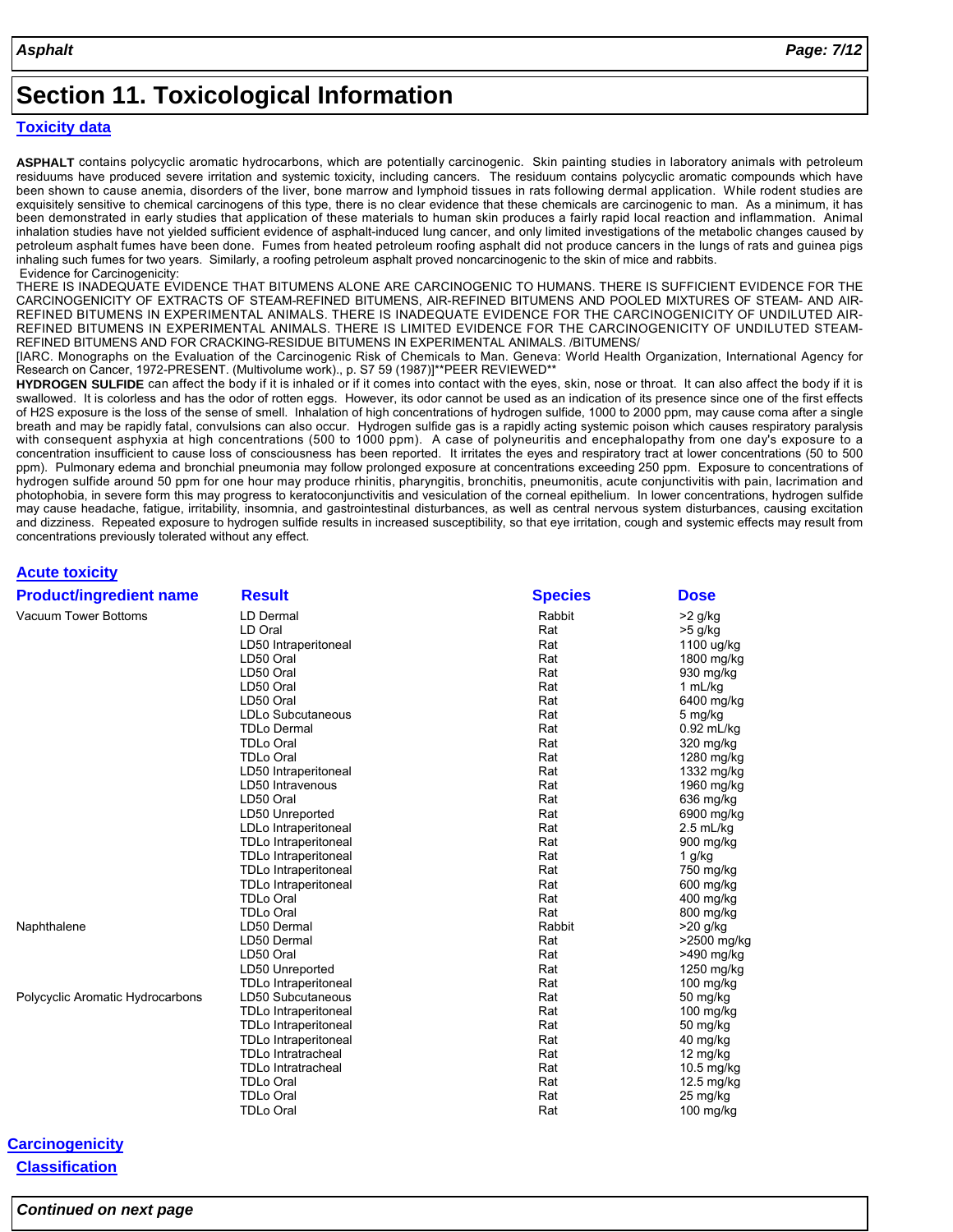# Section 11. Toxicological Information

## Toxicity data

**ASPHALT** contains polycyclic aromatic hydrocarbons, which are potentially carcinogenic. Skin painting studies in laboratory animals with petroleum residuums have produced severe irritation and systemic toxicity, including cancers. The residuum contains polycyclic aromatic compounds which have been shown to cause anemia, disorders of the liver, bone marrow and lymphoid tissues in rats following dermal application. While rodent studies are exquisitely sensitive to chemical carcinogens of this type, there is no clear evidence that these chemicals are carcinogenic to man. As a minimum, it has been demonstrated in early studies that application of these materials to human skin produces a fairly rapid local reaction and inflammation. Animal inhalation studies have not yielded sufficient evidence of asphalt-induced lung cancer, and only limited investigations of the metabolic changes caused by petroleum asphalt fumes have been done. Fumes from heated petroleum roofing asphalt did not produce cancers in the lungs of rats and guinea pigs inhaling such fumes for two years. Similarly, a roofing petroleum asphalt proved noncarcinogenic to the skin of mice and rabbits.

Evidence for Carcinogenicity:

THERE IS INADEQUATE EVIDENCE THAT BITUMENS ALONE ARE CARCINOGENIC TO HUMANS. THERE IS SUFFICIENT EVIDENCE FOR THE CARCINOGENICITY OF EXTRACTS OF STEAM-REFINED BITUMENS, AIR-REFINED BITUMENS AND POOLED MIXTURES OF STEAM- AND AIR-REFINED BITUMENS IN EXPERIMENTAL ANIMALS. THERE IS INADEQUATE EVIDENCE FOR THE CARCINOGENICITY OF UNDILUTED AIR-REFINED BITUMENS IN EXPERIMENTAL ANIMALS. THERE IS LIMITED EVIDENCE FOR THE CARCINOGENICITY OF UNDILUTED STEAM-REFINED BITUMENS AND FOR CRACKING-RESIDUE BITUMENS IN EXPERIMENTAL ANIMALS. /BITUMENS/

[IARC. Monographs on the Evaluation of the Carcinogenic Risk of Chemicals to Man. Geneva: World Health Organization, International Agency for Research on Cancer, 1972-PRESENT. (Multivolume work)., p. S7 59 (1987)]**PEER REVIEWED**

**HYDROGEN SULFIDE** can affect the body if it is inhaled or if it comes into contact with the eyes, skin, nose or throat. It can also affect the body if it is swallowed. It is colorless and has the odor of rotten eggs. However, its odor cannot be used as an indication of its presence since one of the first effects of H2S exposure is the loss of the sense of smell. Inhalation of high concentrations of hydrogen sulfide, 1000 to 2000 ppm, may cause coma after a single breath and may be rapidly fatal, convulsions can also occur. Hydrogen sulfide gas is a rapidly acting systemic poison which causes respiratory paralysis with consequent asphyxia at high concentrations (500 to 1000 ppm). A case of polyneuritis and encephalopathy from one day's exposure to a concentration insufficient to cause loss of consciousness has been reported. It irritates the eyes and respiratory tract at lower concentrations (50 to 500 ppm). Pulmonary edema and bronchial pneumonia may follow prolonged exposure at concentrations exceeding 250 ppm. Exposure to concentrations of hydrogen sulfide around 50 ppm for one hour may produce rhinitis, pharyngitis, bronchitis, pneumonitis, acute conjunctivitis with pain, lacrimation and photophobia, in severe form this may progress to keratoconjunctivitis and vesiculation of the corneal epithelium. In lower concentrations, hydrogen sulfide may cause headache, fatigue, irritability, insomnia, and gastrointestinal disturbances, as well as central nervous system disturbances, causing excitation and dizziness. Repeated exposure to hydrogen sulfide results in increased susceptibility, so that eye irritation, cough and systemic effects may result from concentrations previously tolerated without any effect.

## Acute toxicity

| Product/ingredient name | Result | Species | Dose |
|---|---|---|---|
| Vacuum Tower Bottoms | LD Dermal | Rabbit | >2 g/kg |
| | LD Oral | Rat | >5 g/kg |
| | LD50 Intraperitoneal | Rat | 1100 ug/kg |
| | LD50 Oral | Rat | 1800 mg/kg |
| | LD50 Oral | Rat | 930 mg/kg |
| | LD50 Oral | Rat | 1 mL/kg |
| | LD50 Oral | Rat | 6400 mg/kg |
| | LDLo Subcutaneous | Rat | 5 mg/kg |
| | TDLo Dermal | Rat | 0.92 mL/kg |
| | TDLo Oral | Rat | 320 mg/kg |
| | TDLo Oral | Rat | 1280 mg/kg |
| | LD50 Intraperitoneal | Rat | 1332 mg/kg |
| | LD50 Intravenous | Rat | 1960 mg/kg |
| | LD50 Oral | Rat | 636 mg/kg |
| | LD50 Unreported | Rat | 6900 mg/kg |
| | LDLo Intraperitoneal | Rat | 2.5 mL/kg |
| | TDLo Intraperitoneal | Rat | 900 mg/kg |
| | TDLo Intraperitoneal | Rat | 1 g/kg |
| | TDLo Intraperitoneal | Rat | 750 mg/kg |
| | TDLo Intraperitoneal | Rat | 600 mg/kg |
| | TDLo Oral | Rat | 400 mg/kg |
| | TDLo Oral | Rat | 800 mg/kg |
| Naphthalene | LD50 Dermal | Rabbit | >20 g/kg |
| | LD50 Dermal | Rat | >2500 mg/kg |
| | LD50 Oral | Rat | >490 mg/kg |
| | LD50 Unreported | Rat | 1250 mg/kg |
| | TDLo Intraperitoneal | Rat | 100 mg/kg |
| Polycyclic Aromatic Hydrocarbons | LD50 Subcutaneous | Rat | 50 mg/kg |
| | TDLo Intraperitoneal | Rat | 100 mg/kg |
| | TDLo Intraperitoneal | Rat | 50 mg/kg |
| | TDLo Intraperitoneal | Rat | 40 mg/kg |
| | TDLo Intratracheal | Rat | 12 mg/kg |
| | TDLo Intratracheal | Rat | 10.5 mg/kg |
| | TDLo Oral | Rat | 12.5 mg/kg |
| | TDLo Oral | Rat | 25 mg/kg |
| | TDLo Oral | Rat | 100 mg/kg |

## Carcinogenicity

### Classification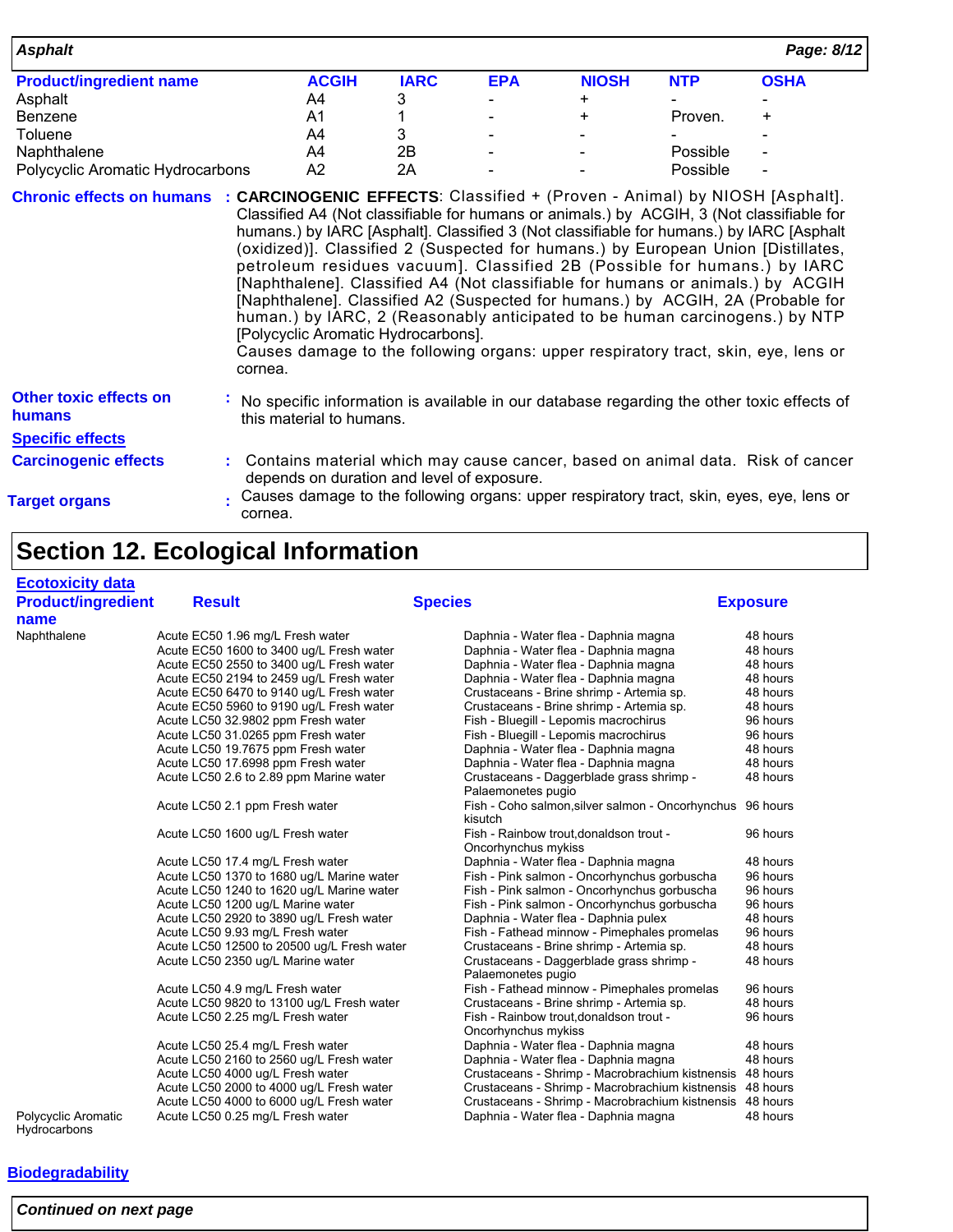| Product/ingredient name | ACGIH | IARC | EPA | NIOSH | NTP | OSHA |
|---|---|---|---|---|---|---|
| Asphalt | A4 | 3 | - | + | - | - |
| Benzene | A1 | 1 | - | + | Proven. | + |
| Toluene | A4 | 3 | - | - | - | - |
| Naphthalene | A4 | 2B | - | - | Possible | - |
| Polycyclic Aromatic Hydrocarbons | A2 | 2A | - | - | Possible | - |

**Chronic effects on humans** : **CARCINOGENIC EFFECTS**: Classified + (Proven - Animal) by NIOSH [Asphalt]. Classified A4 (Not classifiable for humans or animals.) by ACGIH, 3 (Not classifiable for humans.) by IARC [Asphalt]. Classified 3 (Not classifiable for humans.) by IARC [Asphalt (oxidized)]. Classified 2 (Suspected for humans.) by European Union [Distillates, petroleum residues vacuum]. Classified 2B (Possible for humans.) by IARC [Naphthalene]. Classified A4 (Not classifiable for humans or animals.) by ACGIH [Naphthalene]. Classified A2 (Suspected for humans.) by ACGIH, 2A (Probable for human.) by IARC, 2 (Reasonably anticipated to be human carcinogens.) by NTP [Polycyclic Aromatic Hydrocarbons].
Causes damage to the following organs: upper respiratory tract, skin, eye, lens or cornea.

**Other toxic effects on humans** : No specific information is available in our database regarding the other toxic effects of this material to humans.

**Specific effects**

**Carcinogenic effects** : Contains material which may cause cancer, based on animal data. Risk of cancer depends on duration and level of exposure.

**Target organs** : Causes damage to the following organs: upper respiratory tract, skin, eyes, eye, lens or cornea.

## Section 12. Ecological Information

**Ecotoxicity data**

| Product/ingredient name | Result | Species | Exposure |
|---|---|---|---|
| Naphthalene | Acute EC50 1.96 mg/L Fresh water | Daphnia - Water flea - Daphnia magna | 48 hours |
| | Acute EC50 1600 to 3400 ug/L Fresh water | Daphnia - Water flea - Daphnia magna | 48 hours |
| | Acute EC50 2550 to 3400 ug/L Fresh water | Daphnia - Water flea - Daphnia magna | 48 hours |
| | Acute EC50 2194 to 2459 ug/L Fresh water | Daphnia - Water flea - Daphnia magna | 48 hours |
| | Acute EC50 6470 to 9140 ug/L Fresh water | Crustaceans - Brine shrimp - Artemia sp. | 48 hours |
| | Acute EC50 5960 to 9190 ug/L Fresh water | Crustaceans - Brine shrimp - Artemia sp. | 48 hours |
| | Acute LC50 32.9802 ppm Fresh water | Fish - Bluegill - Lepomis macrochirus | 96 hours |
| | Acute LC50 31.0265 ppm Fresh water | Fish - Bluegill - Lepomis macrochirus | 96 hours |
| | Acute LC50 19.7675 ppm Fresh water | Daphnia - Water flea - Daphnia magna | 48 hours |
| | Acute LC50 17.6998 ppm Fresh water | Daphnia - Water flea - Daphnia magna | 48 hours |
| | Acute LC50 2.6 to 2.89 ppm Marine water | Crustaceans - Daggerblade grass shrimp - Palaemonetes pugio | 48 hours |
| | Acute LC50 2.1 ppm Fresh water | Fish - Coho salmon,silver salmon - Oncorhynchus kisutch | 96 hours |
| | Acute LC50 1600 ug/L Fresh water | Fish - Rainbow trout,donaldson trout - Oncorhynchus mykiss | 96 hours |
| | Acute LC50 17.4 mg/L Fresh water | Daphnia - Water flea - Daphnia magna | 48 hours |
| | Acute LC50 1370 to 1680 ug/L Marine water | Fish - Pink salmon - Oncorhynchus gorbuscha | 96 hours |
| | Acute LC50 1240 to 1620 ug/L Marine water | Fish - Pink salmon - Oncorhynchus gorbuscha | 96 hours |
| | Acute LC50 1200 ug/L Marine water | Fish - Pink salmon - Oncorhynchus gorbuscha | 96 hours |
| | Acute LC50 2920 to 3890 ug/L Fresh water | Daphnia - Water flea - Daphnia pulex | 48 hours |
| | Acute LC50 9.93 mg/L Fresh water | Fish - Fathead minnow - Pimephales promelas | 96 hours |
| | Acute LC50 12500 to 20500 ug/L Fresh water | Crustaceans - Brine shrimp - Artemia sp. | 48 hours |
| | Acute LC50 2350 ug/L Marine water | Crustaceans - Daggerblade grass shrimp - Palaemonetes pugio | 48 hours |
| | Acute LC50 4.9 mg/L Fresh water | Fish - Fathead minnow - Pimephales promelas | 96 hours |
| | Acute LC50 9820 to 13100 ug/L Fresh water | Crustaceans - Brine shrimp - Artemia sp. | 48 hours |
| | Acute LC50 2.25 mg/L Fresh water | Fish - Rainbow trout,donaldson trout - Oncorhynchus mykiss | 96 hours |
| | Acute LC50 25.4 mg/L Fresh water | Daphnia - Water flea - Daphnia magna | 48 hours |
| | Acute LC50 2160 to 2560 ug/L Fresh water | Daphnia - Water flea - Daphnia magna | 48 hours |
| | Acute LC50 4000 ug/L Fresh water | Crustaceans - Shrimp - Macrobrachium kistnensis | 48 hours |
| | Acute LC50 2000 to 4000 ug/L Fresh water | Crustaceans - Shrimp - Macrobrachium kistnensis | 48 hours |
| | Acute LC50 4000 to 6000 ug/L Fresh water | Crustaceans - Shrimp - Macrobrachium kistnensis | 48 hours |
| Polycyclic Aromatic Hydrocarbons | Acute LC50 0.25 mg/L Fresh water | Daphnia - Water flea - Daphnia magna | 48 hours |

**Biodegradability**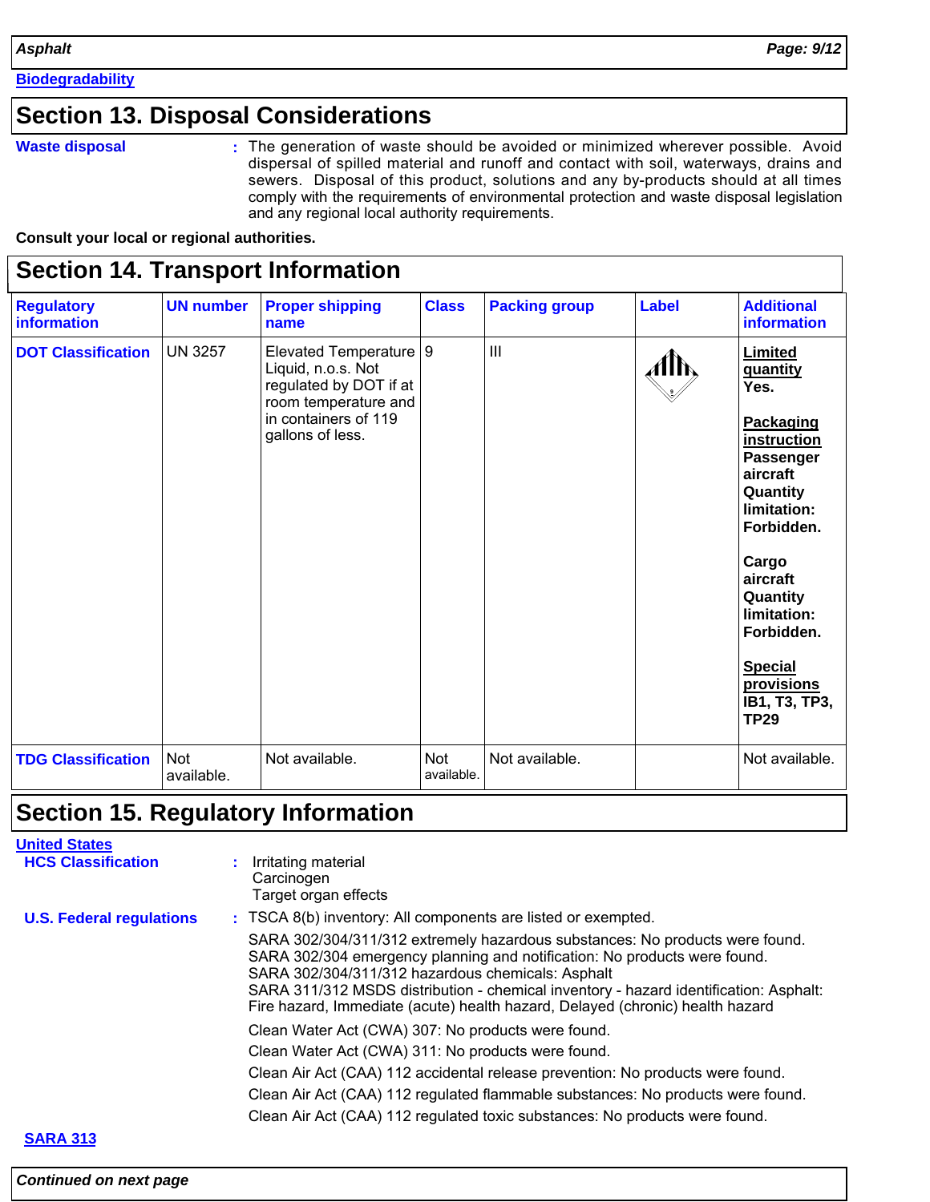**Biodegradability**

## Section 13. Disposal Considerations

**Waste disposal** : The generation of waste should be avoided or minimized wherever possible. Avoid dispersal of spilled material and runoff and contact with soil, waterways, drains and sewers. Disposal of this product, solutions and any by-products should at all times comply with the requirements of environmental protection and waste disposal legislation and any regional local authority requirements.

**Consult your local or regional authorities.**

## Section 14. Transport Information

| Regulatory information | UN number | Proper shipping name | Class | Packing group | Label | Additional information |
|---|---|---|---|---|---|---|
| **DOT Classification** | UN 3257 | Elevated Temperature Liquid, n.o.s. Not regulated by DOT if at room temperature and in containers of 119 gallons of less. | 9 | III | | **Limited quantity** Yes. **Packaging instruction** Passenger aircraft Quantity limitation: Forbidden. Cargo aircraft Quantity limitation: Forbidden. **Special provisions** IB1, T3, TP3, TP29 |
| **TDG Classification** | Not available. | Not available. | Not available. | Not available. | | Not available. |

## Section 15. Regulatory Information

**United States**

**HCS Classification** : Irritating material
Carcinogen
Target organ effects

**U.S. Federal regulations** : TSCA 8(b) inventory: All components are listed or exempted.

SARA 302/304/311/312 extremely hazardous substances: No products were found.
SARA 302/304 emergency planning and notification: No products were found.
SARA 302/304/311/312 hazardous chemicals: Asphalt
SARA 311/312 MSDS distribution - chemical inventory - hazard identification: Asphalt: Fire hazard, Immediate (acute) health hazard, Delayed (chronic) health hazard

Clean Water Act (CWA) 307: No products were found.

Clean Water Act (CWA) 311: No products were found.

Clean Air Act (CAA) 112 accidental release prevention: No products were found.

Clean Air Act (CAA) 112 regulated flammable substances: No products were found.

Clean Air Act (CAA) 112 regulated toxic substances: No products were found.

**SARA 313**

*Continued on next page*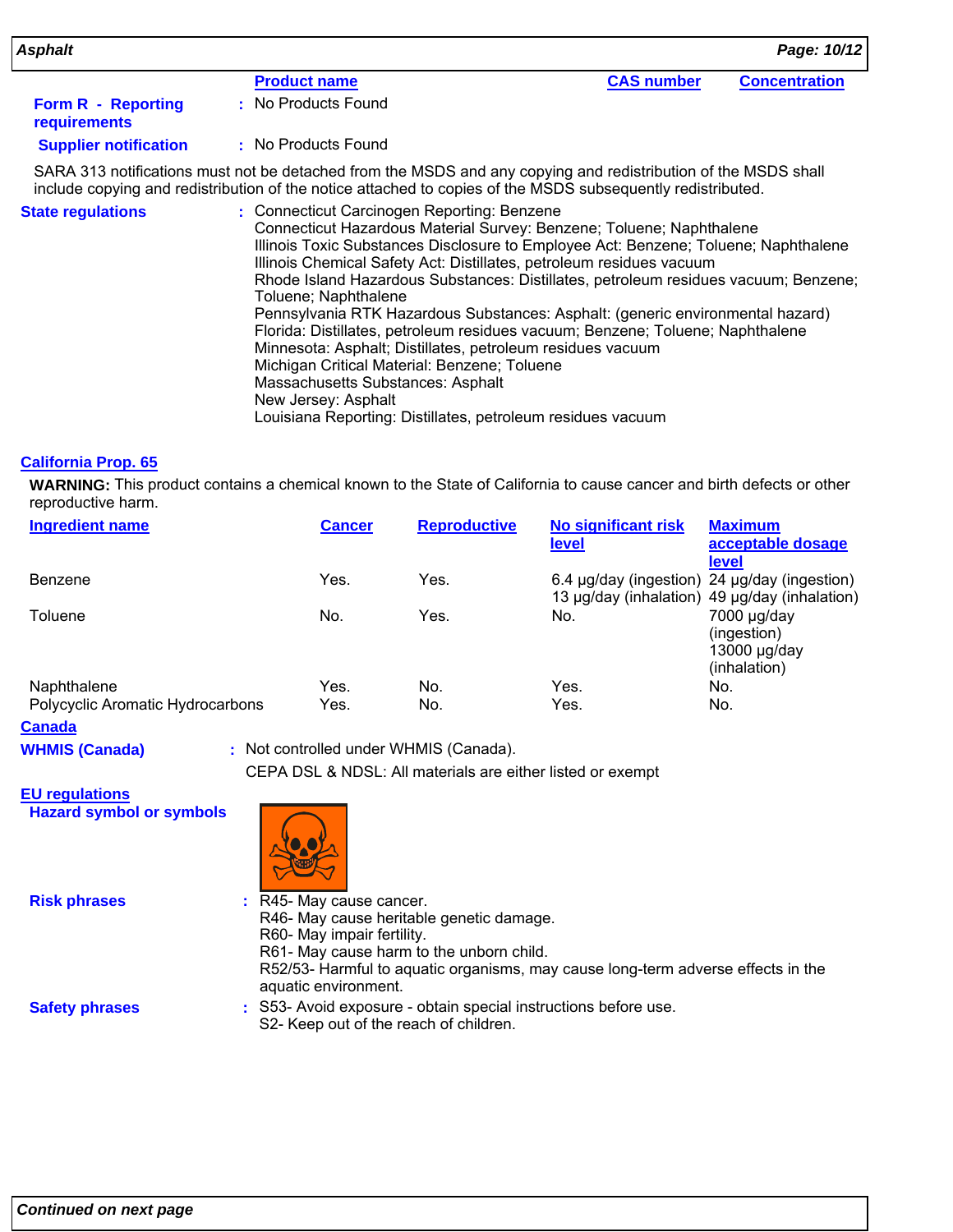| | Product name | CAS number | Concentration |
|---|---|---|---|
| **Form R - Reporting requirements** | : No Products Found | | |
| **Supplier notification** | : No Products Found | | |

SARA 313 notifications must not be detached from the MSDS and any copying and redistribution of the MSDS shall include copying and redistribution of the notice attached to copies of the MSDS subsequently redistributed.

**State regulations** :
Connecticut Carcinogen Reporting: Benzene
Connecticut Hazardous Material Survey: Benzene; Toluene; Naphthalene
Illinois Toxic Substances Disclosure to Employee Act: Benzene; Toluene; Naphthalene
Illinois Chemical Safety Act: Distillates, petroleum residues vacuum
Rhode Island Hazardous Substances: Distillates, petroleum residues vacuum; Benzene; Toluene; Naphthalene
Pennsylvania RTK Hazardous Substances: Asphalt: (generic environmental hazard)
Florida: Distillates, petroleum residues vacuum; Benzene; Toluene; Naphthalene
Minnesota: Asphalt; Distillates, petroleum residues vacuum
Michigan Critical Material: Benzene; Toluene
Massachusetts Substances: Asphalt
New Jersey: Asphalt
Louisiana Reporting: Distillates, petroleum residues vacuum

## California Prop. 65

**WARNING:** This product contains a chemical known to the State of California to cause cancer and birth defects or other reproductive harm.

| Ingredient name | Cancer | Reproductive | No significant risk level | Maximum acceptable dosage level |
|---|---|---|---|---|
| Benzene | Yes. | Yes. | 6.4 µg/day (ingestion) 13 µg/day (inhalation) | 24 µg/day (ingestion) 49 µg/day (inhalation) |
| Toluene | No. | Yes. | No. | 7000 µg/day (ingestion) 13000 µg/day (inhalation) |
| Naphthalene | Yes. | No. | Yes. | No. |
| Polycyclic Aromatic Hydrocarbons | Yes. | No. | Yes. | No. |

## Canada

**WHMIS (Canada)** : Not controlled under WHMIS (Canada).
CEPA DSL & NDSL: All materials are either listed or exempt

## EU regulations

**Hazard symbol or symbols**

**Risk phrases** :
R45- May cause cancer.
R46- May cause heritable genetic damage.
R60- May impair fertility.
R61- May cause harm to the unborn child.
R52/53- Harmful to aquatic organisms, may cause long-term adverse effects in the aquatic environment.

**Safety phrases** :
S53- Avoid exposure - obtain special instructions before use.
S2- Keep out of the reach of children.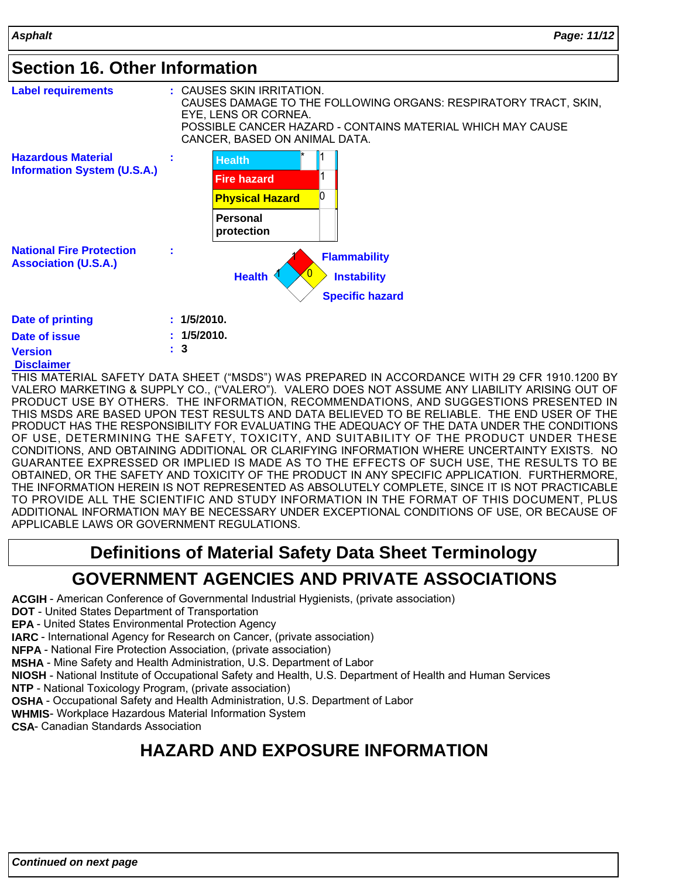## Section 16. Other Information

**Label requirements** : CAUSES SKIN IRRITATION.
CAUSES DAMAGE TO THE FOLLOWING ORGANS: RESPIRATORY TRACT, SKIN, EYE, LENS OR CORNEA.
POSSIBLE CANCER HAZARD - CONTAINS MATERIAL WHICH MAY CAUSE CANCER, BASED ON ANIMAL DATA.

**Hazardous Material Information System (U.S.A.)** :

| | | |
|---|---|---|
| Health | * | 1 |
| Fire hazard | | 1 |
| Physical Hazard | | 0 |
| Personal protection | | |

**National Fire Protection Association (U.S.A.)** :

| | |
|---|---|
| Flammability | 1 |
| Health | 1 |
| Instability | 0 |
| Specific hazard | |

**Date of printing** : 1/5/2010.

**Date of issue** : 1/5/2010.

**Version** : 3

**Disclaimer**

THIS MATERIAL SAFETY DATA SHEET ("MSDS") WAS PREPARED IN ACCORDANCE WITH 29 CFR 1910.1200 BY VALERO MARKETING & SUPPLY CO., ("VALERO"). VALERO DOES NOT ASSUME ANY LIABILITY ARISING OUT OF PRODUCT USE BY OTHERS. THE INFORMATION, RECOMMENDATIONS, AND SUGGESTIONS PRESENTED IN THIS MSDS ARE BASED UPON TEST RESULTS AND DATA BELIEVED TO BE RELIABLE. THE END USER OF THE PRODUCT HAS THE RESPONSIBILITY FOR EVALUATING THE ADEQUACY OF THE DATA UNDER THE CONDITIONS OF USE, DETERMINING THE SAFETY, TOXICITY, AND SUITABILITY OF THE PRODUCT UNDER THESE CONDITIONS, AND OBTAINING ADDITIONAL OR CLARIFYING INFORMATION WHERE UNCERTAINTY EXISTS. NO GUARANTEE EXPRESSED OR IMPLIED IS MADE AS TO THE EFFECTS OF SUCH USE, THE RESULTS TO BE OBTAINED, OR THE SAFETY AND TOXICITY OF THE PRODUCT IN ANY SPECIFIC APPLICATION. FURTHERMORE, THE INFORMATION HEREIN IS NOT REPRESENTED AS ABSOLUTELY COMPLETE, SINCE IT IS NOT PRACTICABLE TO PROVIDE ALL THE SCIENTIFIC AND STUDY INFORMATION IN THE FORMAT OF THIS DOCUMENT, PLUS ADDITIONAL INFORMATION MAY BE NECESSARY UNDER EXCEPTIONAL CONDITIONS OF USE, OR BECAUSE OF APPLICABLE LAWS OR GOVERNMENT REGULATIONS.

## Definitions of Material Safety Data Sheet Terminology

## GOVERNMENT AGENCIES AND PRIVATE ASSOCIATIONS

**ACGIH** - American Conference of Governmental Industrial Hygienists, (private association)
**DOT** - United States Department of Transportation
**EPA** - United States Environmental Protection Agency
**IARC** - International Agency for Research on Cancer, (private association)
**NFPA** - National Fire Protection Association, (private association)
**MSHA** - Mine Safety and Health Administration, U.S. Department of Labor
**NIOSH** - National Institute of Occupational Safety and Health, U.S. Department of Health and Human Services
**NTP** - National Toxicology Program, (private association)
**OSHA** - Occupational Safety and Health Administration, U.S. Department of Labor
**WHMIS**- Workplace Hazardous Material Information System
**CSA**- Canadian Standards Association

## HAZARD AND EXPOSURE INFORMATION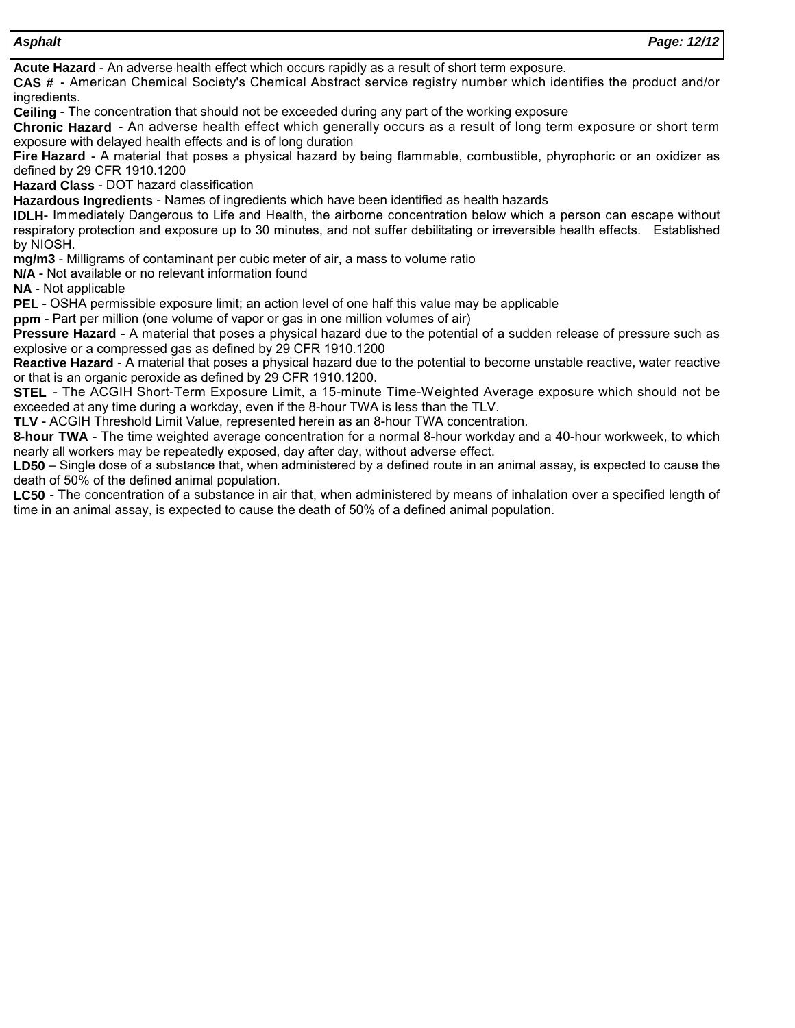**Acute Hazard** - An adverse health effect which occurs rapidly as a result of short term exposure.

**CAS #** - American Chemical Society's Chemical Abstract service registry number which identifies the product and/or ingredients.

**Ceiling** - The concentration that should not be exceeded during any part of the working exposure

**Chronic Hazard** - An adverse health effect which generally occurs as a result of long term exposure or short term exposure with delayed health effects and is of long duration

**Fire Hazard** - A material that poses a physical hazard by being flammable, combustible, phyrophoric or an oxidizer as defined by 29 CFR 1910.1200

**Hazard Class** - DOT hazard classification

**Hazardous Ingredients** - Names of ingredients which have been identified as health hazards

**IDLH**- Immediately Dangerous to Life and Health, the airborne concentration below which a person can escape without respiratory protection and exposure up to 30 minutes, and not suffer debilitating or irreversible health effects. Established by NIOSH.

**mg/m3** - Milligrams of contaminant per cubic meter of air, a mass to volume ratio

**N/A** - Not available or no relevant information found

**NA** - Not applicable

**PEL** - OSHA permissible exposure limit; an action level of one half this value may be applicable

**ppm** - Part per million (one volume of vapor or gas in one million volumes of air)

**Pressure Hazard** - A material that poses a physical hazard due to the potential of a sudden release of pressure such as explosive or a compressed gas as defined by 29 CFR 1910.1200

**Reactive Hazard** - A material that poses a physical hazard due to the potential to become unstable reactive, water reactive or that is an organic peroxide as defined by 29 CFR 1910.1200.

**STEL** - The ACGIH Short-Term Exposure Limit, a 15-minute Time-Weighted Average exposure which should not be exceeded at any time during a workday, even if the 8-hour TWA is less than the TLV.

**TLV** - ACGIH Threshold Limit Value, represented herein as an 8-hour TWA concentration.

**8-hour TWA** - The time weighted average concentration for a normal 8-hour workday and a 40-hour workweek, to which nearly all workers may be repeatedly exposed, day after day, without adverse effect.

**LD50** – Single dose of a substance that, when administered by a defined route in an animal assay, is expected to cause the death of 50% of the defined animal population.

**LC50** - The concentration of a substance in air that, when administered by means of inhalation over a specified length of time in an animal assay, is expected to cause the death of 50% of a defined animal population.